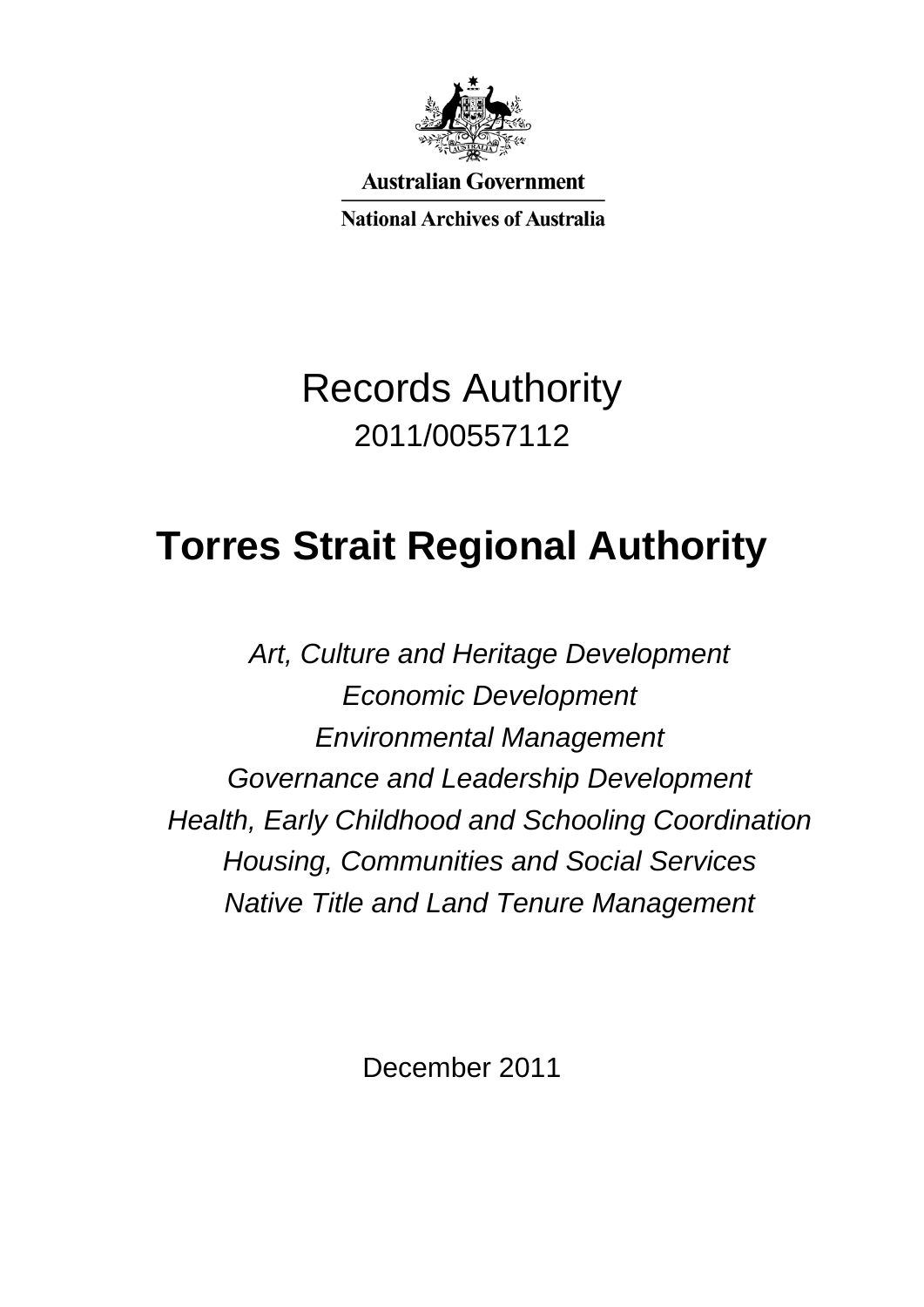Australian Government

National Archives of Australia

# Records Authority

2011/00557112

# Torres Strait Regional Authority

*Art, Culture and Heritage Development*

*Economic Development*

*Environmental Management*

*Governance and Leadership Development*

*Health, Early Childhood and Schooling Coordination*

*Housing, Communities and Social Services*

*Native Title and Land Tenure Management*

December 2011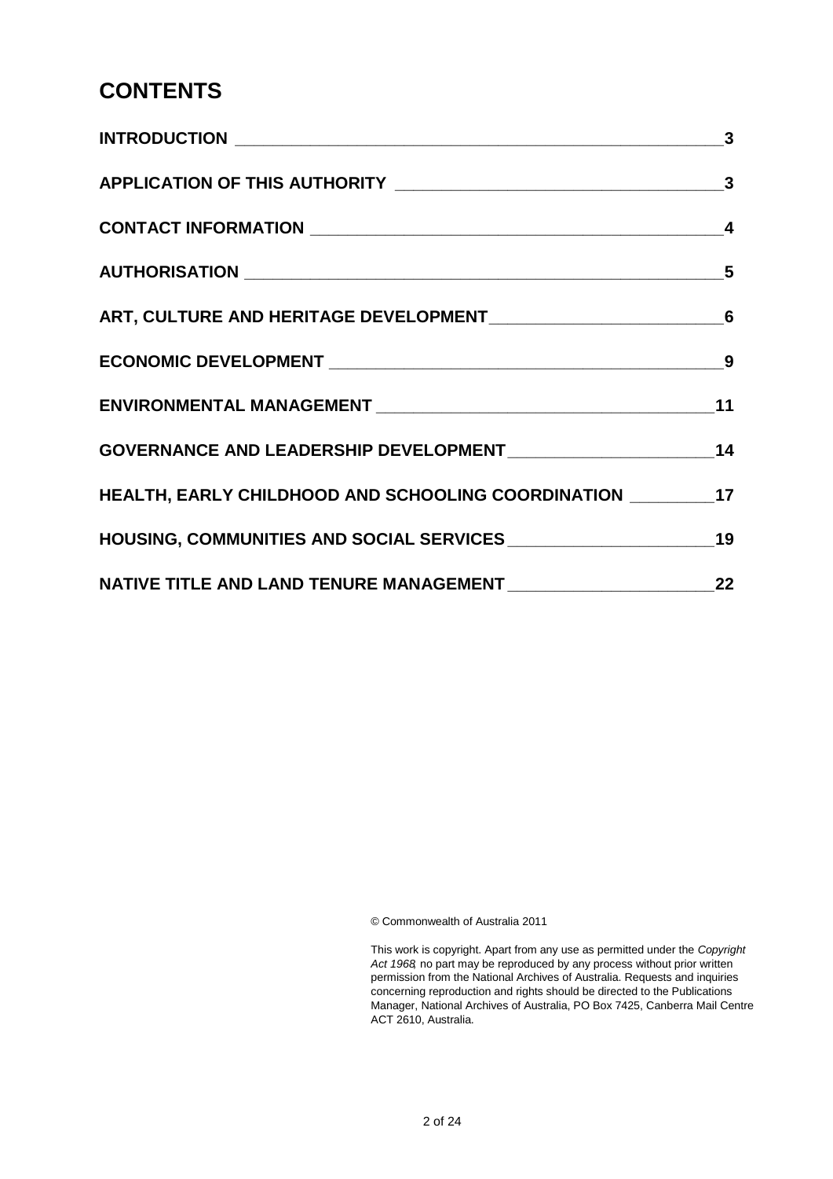# CONTENTS

| | |
|---|---|
| INTRODUCTION | 3 |
| APPLICATION OF THIS AUTHORITY | 3 |
| CONTACT INFORMATION | 4 |
| AUTHORISATION | 5 |
| ART, CULTURE AND HERITAGE DEVELOPMENT | 6 |
| ECONOMIC DEVELOPMENT | 9 |
| ENVIRONMENTAL MANAGEMENT | 11 |
| GOVERNANCE AND LEADERSHIP DEVELOPMENT | 14 |
| HEALTH, EARLY CHILDHOOD AND SCHOOLING COORDINATION | 17 |
| HOUSING, COMMUNITIES AND SOCIAL SERVICES | 19 |
| NATIVE TITLE AND LAND TENURE MANAGEMENT | 22 |

© Commonwealth of Australia 2011

This work is copyright. Apart from any use as permitted under the *Copyright Act 1968*, no part may be reproduced by any process without prior written permission from the National Archives of Australia. Requests and inquiries concerning reproduction and rights should be directed to the Publications Manager, National Archives of Australia, PO Box 7425, Canberra Mail Centre ACT 2610, Australia.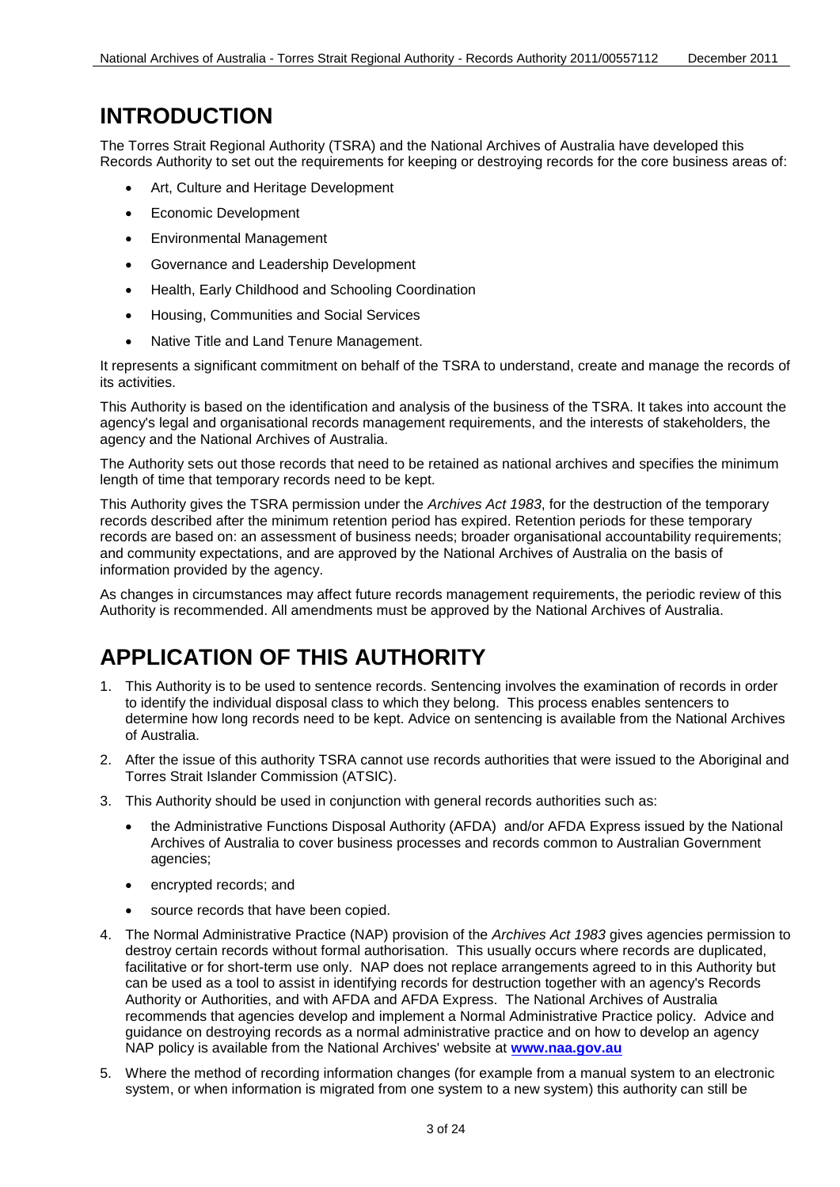# INTRODUCTION

The Torres Strait Regional Authority (TSRA) and the National Archives of Australia have developed this Records Authority to set out the requirements for keeping or destroying records for the core business areas of:

- Art, Culture and Heritage Development
- Economic Development
- Environmental Management
- Governance and Leadership Development
- Health, Early Childhood and Schooling Coordination
- Housing, Communities and Social Services
- Native Title and Land Tenure Management.

It represents a significant commitment on behalf of the TSRA to understand, create and manage the records of its activities.

This Authority is based on the identification and analysis of the business of the TSRA. It takes into account the agency's legal and organisational records management requirements, and the interests of stakeholders, the agency and the National Archives of Australia.

The Authority sets out those records that need to be retained as national archives and specifies the minimum length of time that temporary records need to be kept.

This Authority gives the TSRA permission under the *Archives Act 1983*, for the destruction of the temporary records described after the minimum retention period has expired. Retention periods for these temporary records are based on: an assessment of business needs; broader organisational accountability requirements; and community expectations, and are approved by the National Archives of Australia on the basis of information provided by the agency.

As changes in circumstances may affect future records management requirements, the periodic review of this Authority is recommended. All amendments must be approved by the National Archives of Australia.

# APPLICATION OF THIS AUTHORITY

1. This Authority is to be used to sentence records. Sentencing involves the examination of records in order to identify the individual disposal class to which they belong. This process enables sentencers to determine how long records need to be kept. Advice on sentencing is available from the National Archives of Australia.
2. After the issue of this authority TSRA cannot use records authorities that were issued to the Aboriginal and Torres Strait Islander Commission (ATSIC).
3. This Authority should be used in conjunction with general records authorities such as:
   - the Administrative Functions Disposal Authority (AFDA) and/or AFDA Express issued by the National Archives of Australia to cover business processes and records common to Australian Government agencies;
   - encrypted records; and
   - source records that have been copied.
4. The Normal Administrative Practice (NAP) provision of the *Archives Act 1983* gives agencies permission to destroy certain records without formal authorisation. This usually occurs where records are duplicated, facilitative or for short-term use only. NAP does not replace arrangements agreed to in this Authority but can be used as a tool to assist in identifying records for destruction together with an agency's Records Authority or Authorities, and with AFDA and AFDA Express. The National Archives of Australia recommends that agencies develop and implement a Normal Administrative Practice policy. Advice and guidance on destroying records as a normal administrative practice and on how to develop an agency NAP policy is available from the National Archives' website at **www.naa.gov.au**
5. Where the method of recording information changes (for example from a manual system to an electronic system, or when information is migrated from one system to a new system) this authority can still be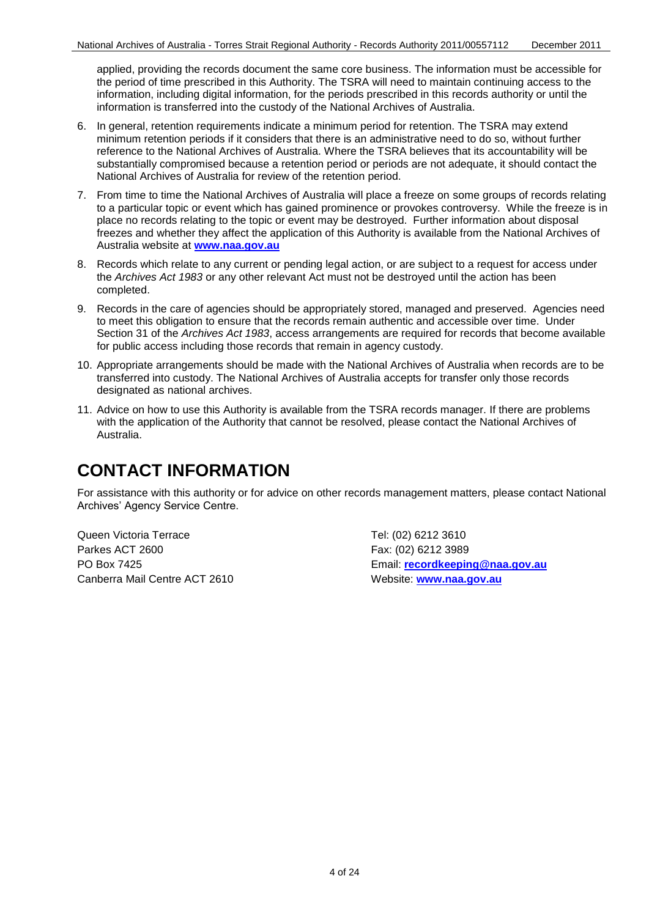applied, providing the records document the same core business. The information must be accessible for the period of time prescribed in this Authority. The TSRA will need to maintain continuing access to the information, including digital information, for the periods prescribed in this records authority or until the information is transferred into the custody of the National Archives of Australia.

6. In general, retention requirements indicate a minimum period for retention. The TSRA may extend minimum retention periods if it considers that there is an administrative need to do so, without further reference to the National Archives of Australia. Where the TSRA believes that its accountability will be substantially compromised because a retention period or periods are not adequate, it should contact the National Archives of Australia for review of the retention period.
7. From time to time the National Archives of Australia will place a freeze on some groups of records relating to a particular topic or event which has gained prominence or provokes controversy. While the freeze is in place no records relating to the topic or event may be destroyed. Further information about disposal freezes and whether they affect the application of this Authority is available from the National Archives of Australia website at **www.naa.gov.au**
8. Records which relate to any current or pending legal action, or are subject to a request for access under the *Archives Act 1983* or any other relevant Act must not be destroyed until the action has been completed.
9. Records in the care of agencies should be appropriately stored, managed and preserved. Agencies need to meet this obligation to ensure that the records remain authentic and accessible over time. Under Section 31 of the *Archives Act 1983*, access arrangements are required for records that become available for public access including those records that remain in agency custody.
10. Appropriate arrangements should be made with the National Archives of Australia when records are to be transferred into custody. The National Archives of Australia accepts for transfer only those records designated as national archives.
11. Advice on how to use this Authority is available from the TSRA records manager. If there are problems with the application of the Authority that cannot be resolved, please contact the National Archives of Australia.

# CONTACT INFORMATION

For assistance with this authority or for advice on other records management matters, please contact National Archives' Agency Service Centre.

Queen Victoria Terrace
Parkes ACT 2600
PO Box 7425
Canberra Mail Centre ACT 2610

Tel: (02) 6212 3610
Fax: (02) 6212 3989
Email: **recordkeeping@naa.gov.au**
Website: **www.naa.gov.au**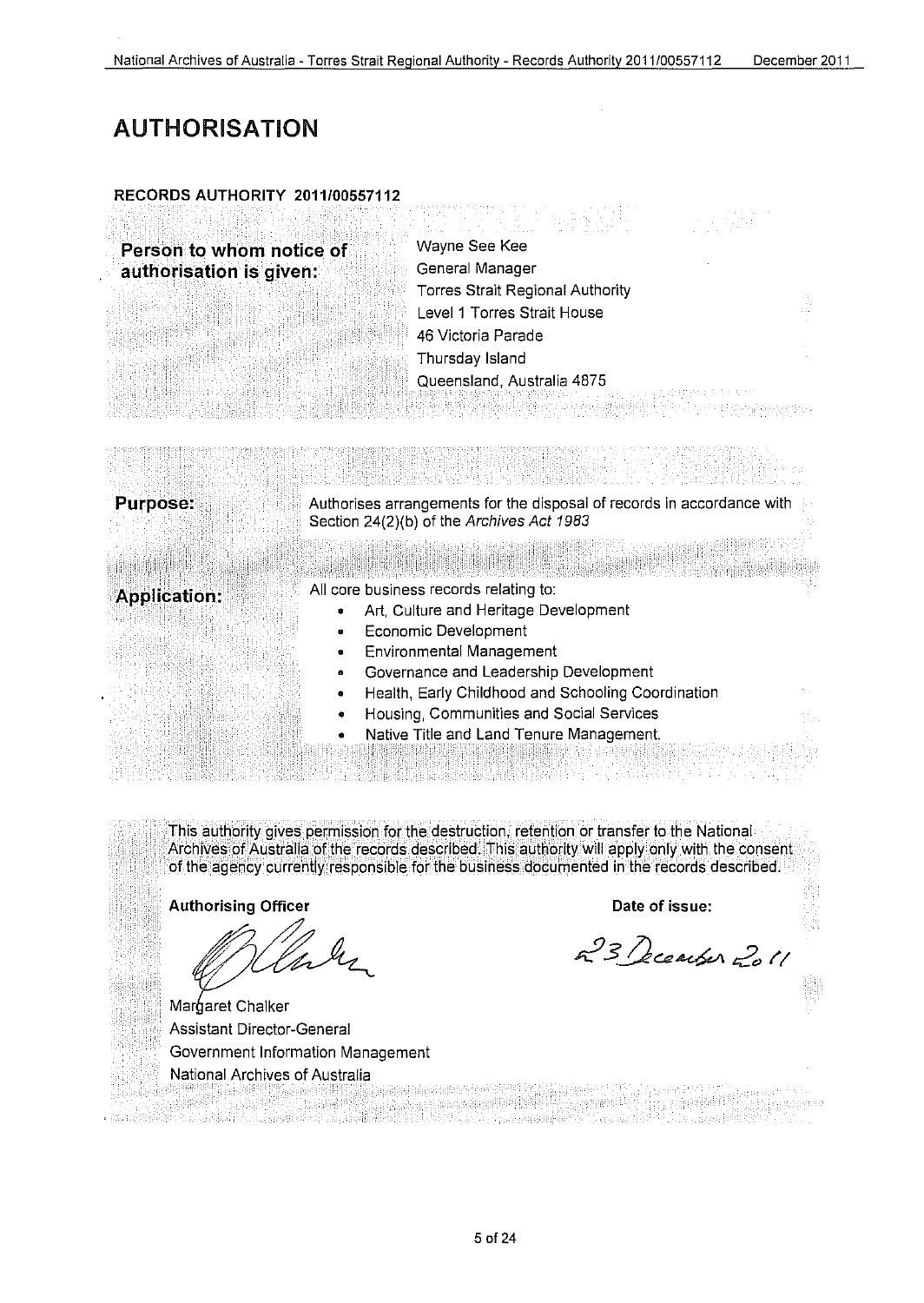# AUTHORISATION

**RECORDS AUTHORITY 2011/00557112**

| | |
|---|---|
| **Person to whom notice of authorisation is given:** | Wayne See Kee<br>General Manager<br>Torres Strait Regional Authority<br>Level 1 Torres Strait House<br>46 Victoria Parade<br>Thursday Island<br>Queensland, Australia 4875 |

| | |
|---|---|
| **Purpose:** | Authorises arrangements for the disposal of records in accordance with Section 24(2)(b) of the *Archives Act 1983* |
| **Application:** | All core business records relating to:<br>• Art, Culture and Heritage Development<br>• Economic Development<br>• Environmental Management<br>• Governance and Leadership Development<br>• Health, Early Childhood and Schooling Coordination<br>• Housing, Communities and Social Services<br>• Native Title and Land Tenure Management. |

This authority gives permission for the destruction, retention or transfer to the National Archives of Australia of the records described. This authority will apply only with the consent of the agency currently responsible for the business documented in the records described.

| **Authorising Officer** | **Date of issue:** |
|---|---|
| Margaret Chalker<br>Assistant Director-General<br>Government Information Management<br>National Archives of Australia | 23 December 2011 |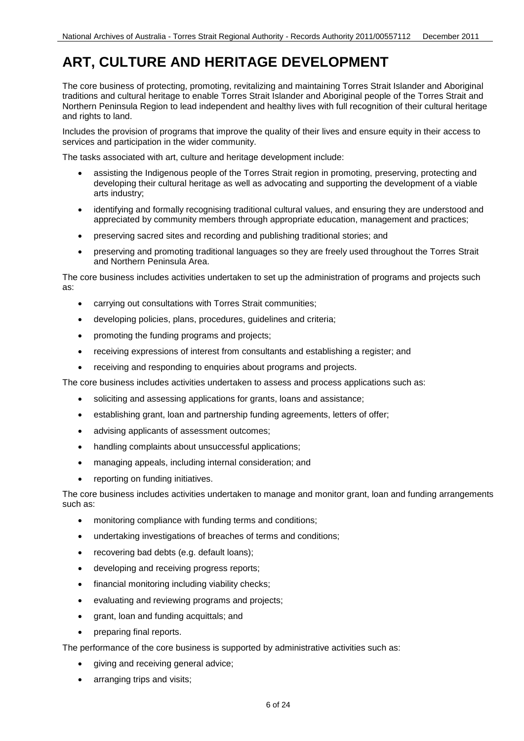# ART, CULTURE AND HERITAGE DEVELOPMENT

The core business of protecting, promoting, revitalizing and maintaining Torres Strait Islander and Aboriginal traditions and cultural heritage to enable Torres Strait Islander and Aboriginal people of the Torres Strait and Northern Peninsula Region to lead independent and healthy lives with full recognition of their cultural heritage and rights to land.

Includes the provision of programs that improve the quality of their lives and ensure equity in their access to services and participation in the wider community.

The tasks associated with art, culture and heritage development include:

- assisting the Indigenous people of the Torres Strait region in promoting, preserving, protecting and developing their cultural heritage as well as advocating and supporting the development of a viable arts industry;
- identifying and formally recognising traditional cultural values, and ensuring they are understood and appreciated by community members through appropriate education, management and practices;
- preserving sacred sites and recording and publishing traditional stories; and
- preserving and promoting traditional languages so they are freely used throughout the Torres Strait and Northern Peninsula Area.

The core business includes activities undertaken to set up the administration of programs and projects such as:

- carrying out consultations with Torres Strait communities;
- developing policies, plans, procedures, guidelines and criteria;
- promoting the funding programs and projects;
- receiving expressions of interest from consultants and establishing a register; and
- receiving and responding to enquiries about programs and projects.

The core business includes activities undertaken to assess and process applications such as:

- soliciting and assessing applications for grants, loans and assistance;
- establishing grant, loan and partnership funding agreements, letters of offer;
- advising applicants of assessment outcomes;
- handling complaints about unsuccessful applications;
- managing appeals, including internal consideration; and
- reporting on funding initiatives.

The core business includes activities undertaken to manage and monitor grant, loan and funding arrangements such as:

- monitoring compliance with funding terms and conditions;
- undertaking investigations of breaches of terms and conditions;
- recovering bad debts (e.g. default loans);
- developing and receiving progress reports;
- financial monitoring including viability checks;
- evaluating and reviewing programs and projects;
- grant, loan and funding acquittals; and
- preparing final reports.

The performance of the core business is supported by administrative activities such as:

- giving and receiving general advice;
- arranging trips and visits;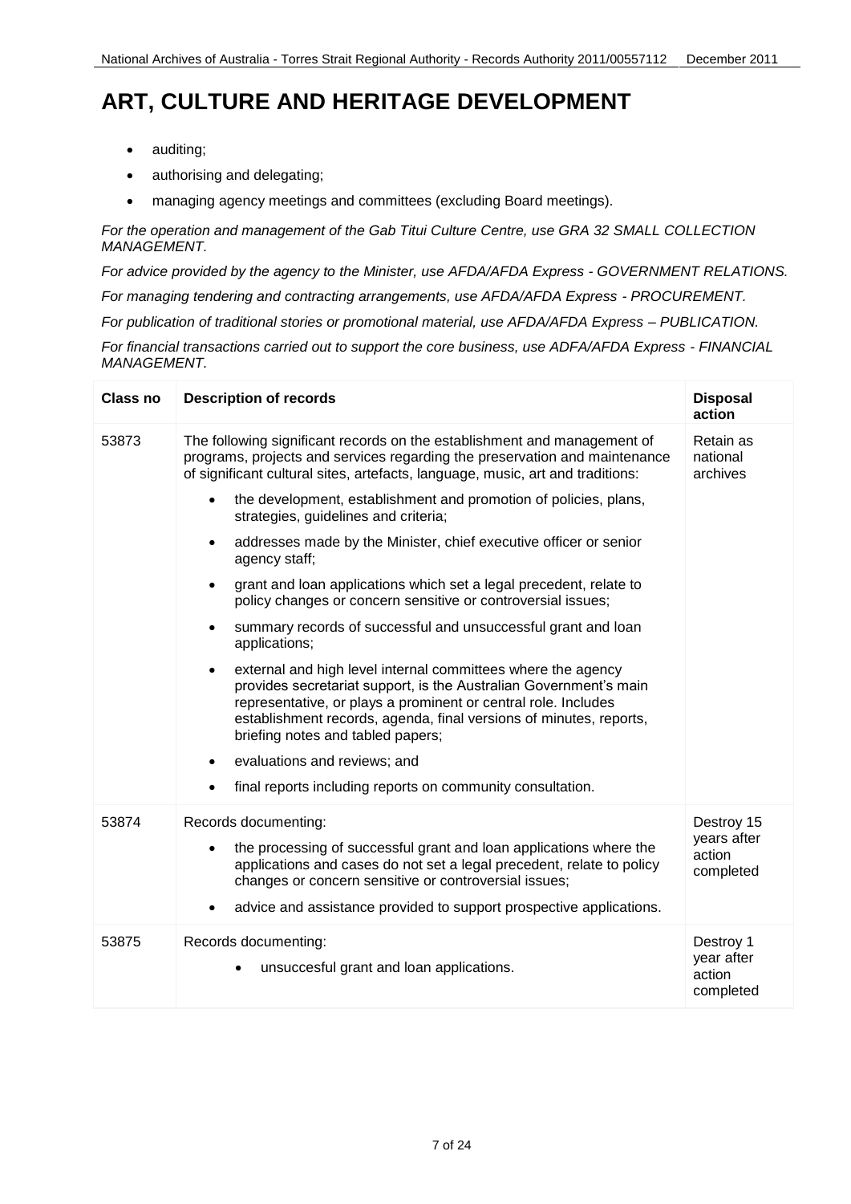# ART, CULTURE AND HERITAGE DEVELOPMENT

- auditing;
- authorising and delegating;
- managing agency meetings and committees (excluding Board meetings).

*For the operation and management of the Gab Titui Culture Centre, use GRA 32 SMALL COLLECTION MANAGEMENT.*

*For advice provided by the agency to the Minister, use AFDA/AFDA Express - GOVERNMENT RELATIONS.*

*For managing tendering and contracting arrangements, use AFDA/AFDA Express - PROCUREMENT.*

*For publication of traditional stories or promotional material, use AFDA/AFDA Express – PUBLICATION.*

*For financial transactions carried out to support the core business, use ADFA/AFDA Express - FINANCIAL MANAGEMENT.*

| Class no | Description of records | Disposal action |
|---|---|---|
| 53873 | The following significant records on the establishment and management of programs, projects and services regarding the preservation and maintenance of significant cultural sites, artefacts, language, music, art and traditions:<br>• the development, establishment and promotion of policies, plans, strategies, guidelines and criteria;<br>• addresses made by the Minister, chief executive officer or senior agency staff;<br>• grant and loan applications which set a legal precedent, relate to policy changes or concern sensitive or controversial issues;<br>• summary records of successful and unsuccessful grant and loan applications;<br>• external and high level internal committees where the agency provides secretariat support, is the Australian Government's main representative, or plays a prominent or central role. Includes establishment records, agenda, final versions of minutes, reports, briefing notes and tabled papers;<br>• evaluations and reviews; and<br>• final reports including reports on community consultation. | Retain as national archives |
| 53874 | Records documenting:<br>• the processing of successful grant and loan applications where the applications and cases do not set a legal precedent, relate to policy changes or concern sensitive or controversial issues;<br>• advice and assistance provided to support prospective applications. | Destroy 15 years after action completed |
| 53875 | Records documenting:<br>• unsuccesful grant and loan applications. | Destroy 1 year after action completed |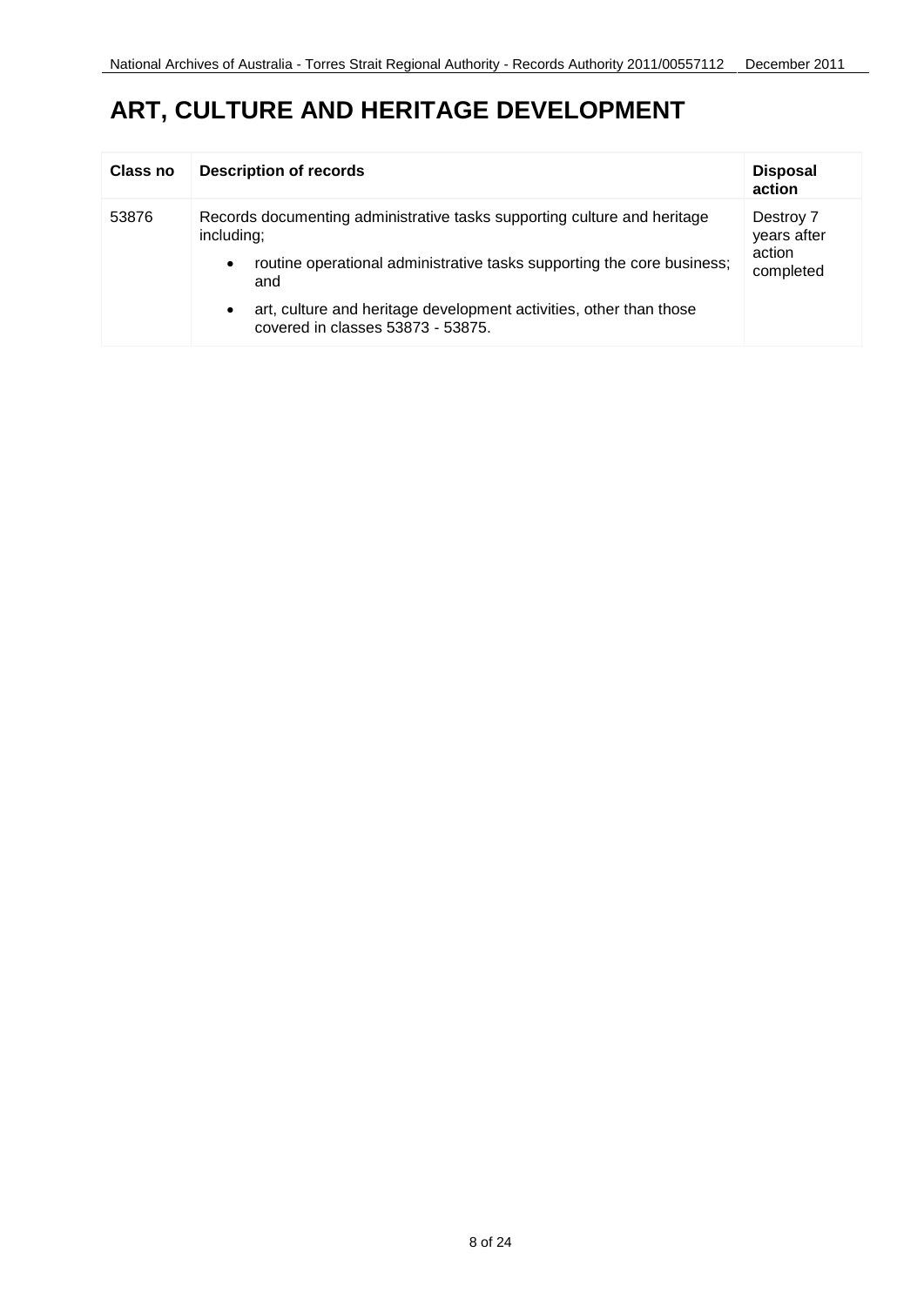# ART, CULTURE AND HERITAGE DEVELOPMENT

| Class no | Description of records | Disposal action |
|---|---|---|
| 53876 | Records documenting administrative tasks supporting culture and heritage including;<br>• routine operational administrative tasks supporting the core business; and<br>• art, culture and heritage development activities, other than those covered in classes 53873 - 53875. | Destroy 7 years after action completed |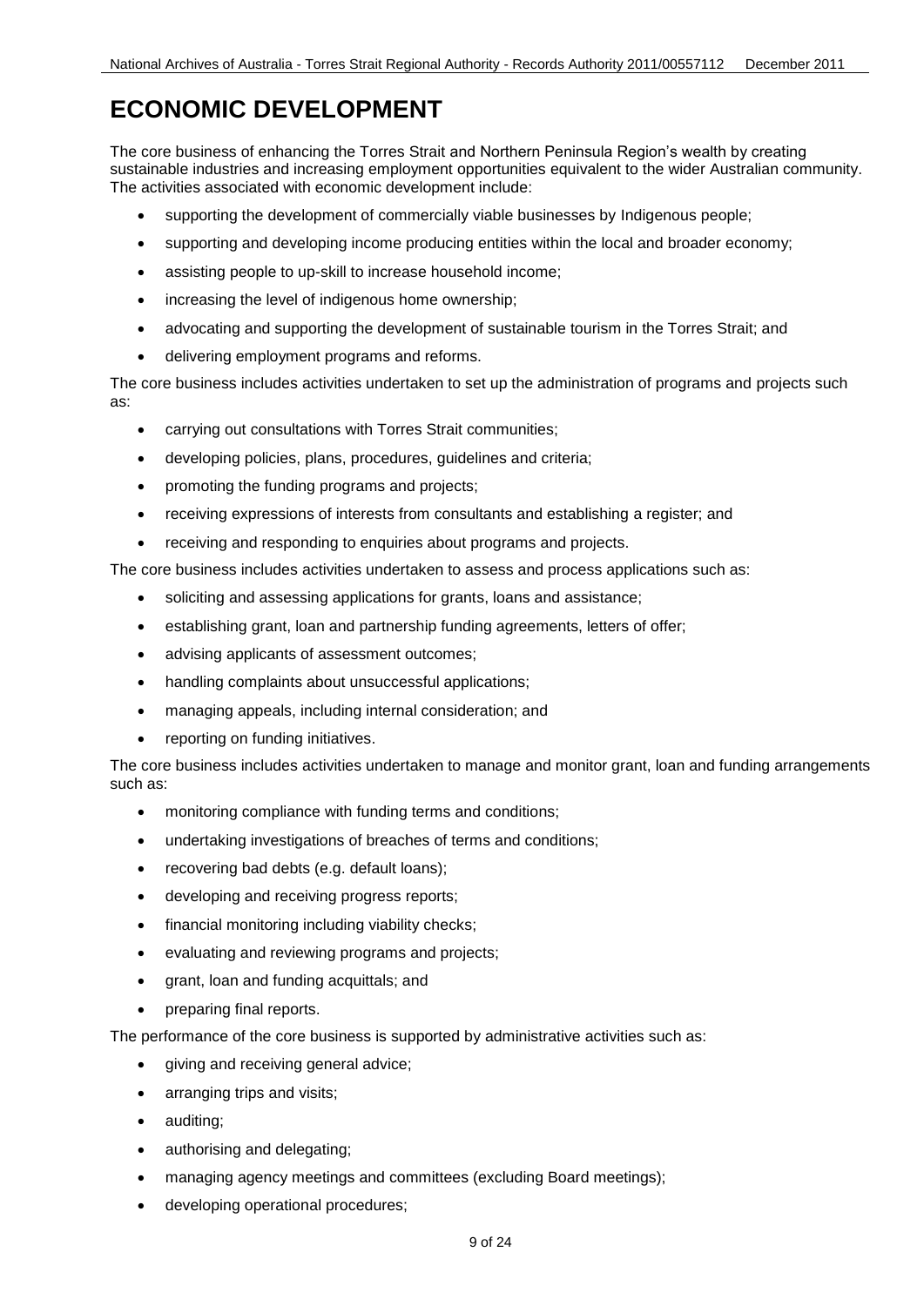# ECONOMIC DEVELOPMENT

The core business of enhancing the Torres Strait and Northern Peninsula Region's wealth by creating sustainable industries and increasing employment opportunities equivalent to the wider Australian community. The activities associated with economic development include:

- supporting the development of commercially viable businesses by Indigenous people;
- supporting and developing income producing entities within the local and broader economy;
- assisting people to up-skill to increase household income;
- increasing the level of indigenous home ownership;
- advocating and supporting the development of sustainable tourism in the Torres Strait; and
- delivering employment programs and reforms.

The core business includes activities undertaken to set up the administration of programs and projects such as:

- carrying out consultations with Torres Strait communities;
- developing policies, plans, procedures, guidelines and criteria;
- promoting the funding programs and projects;
- receiving expressions of interests from consultants and establishing a register; and
- receiving and responding to enquiries about programs and projects.

The core business includes activities undertaken to assess and process applications such as:

- soliciting and assessing applications for grants, loans and assistance;
- establishing grant, loan and partnership funding agreements, letters of offer;
- advising applicants of assessment outcomes;
- handling complaints about unsuccessful applications;
- managing appeals, including internal consideration; and
- reporting on funding initiatives.

The core business includes activities undertaken to manage and monitor grant, loan and funding arrangements such as:

- monitoring compliance with funding terms and conditions;
- undertaking investigations of breaches of terms and conditions;
- recovering bad debts (e.g. default loans);
- developing and receiving progress reports;
- financial monitoring including viability checks;
- evaluating and reviewing programs and projects;
- grant, loan and funding acquittals; and
- preparing final reports.

The performance of the core business is supported by administrative activities such as:

- giving and receiving general advice;
- arranging trips and visits;
- auditing;
- authorising and delegating;
- managing agency meetings and committees (excluding Board meetings);
- developing operational procedures;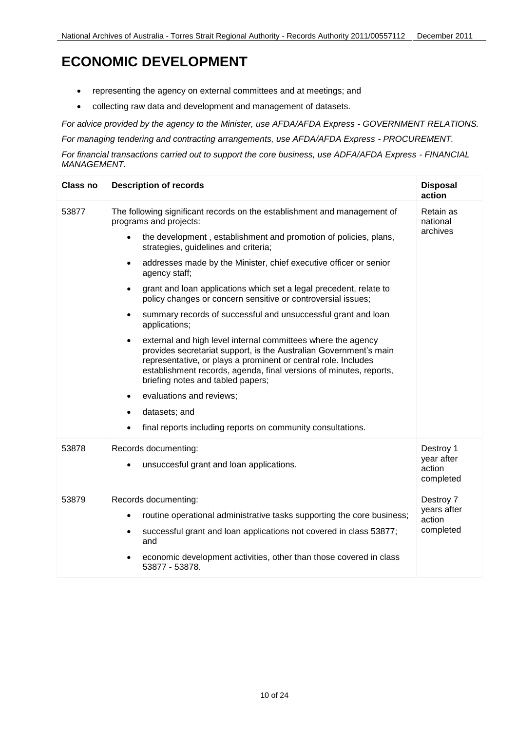# ECONOMIC DEVELOPMENT

- representing the agency on external committees and at meetings; and
- collecting raw data and development and management of datasets.

*For advice provided by the agency to the Minister, use AFDA/AFDA Express - GOVERNMENT RELATIONS.*

*For managing tendering and contracting arrangements, use AFDA/AFDA Express - PROCUREMENT.*

*For financial transactions carried out to support the core business, use ADFA/AFDA Express - FINANCIAL MANAGEMENT.*

| Class no | Description of records | Disposal action |
|---|---|---|
| 53877 | The following significant records on the establishment and management of programs and projects:<br>• the development , establishment and promotion of policies, plans, strategies, guidelines and criteria;<br>• addresses made by the Minister, chief executive officer or senior agency staff;<br>• grant and loan applications which set a legal precedent, relate to policy changes or concern sensitive or controversial issues;<br>• summary records of successful and unsuccessful grant and loan applications;<br>• external and high level internal committees where the agency provides secretariat support, is the Australian Government's main representative, or plays a prominent or central role. Includes establishment records, agenda, final versions of minutes, reports, briefing notes and tabled papers;<br>• evaluations and reviews;<br>• datasets; and<br>• final reports including reports on community consultations. | Retain as national archives |
| 53878 | Records documenting:<br>• unsuccesful grant and loan applications. | Destroy 1 year after action completed |
| 53879 | Records documenting:<br>• routine operational administrative tasks supporting the core business;<br>• successful grant and loan applications not covered in class 53877; and<br>• economic development activities, other than those covered in class 53877 - 53878. | Destroy 7 years after action completed |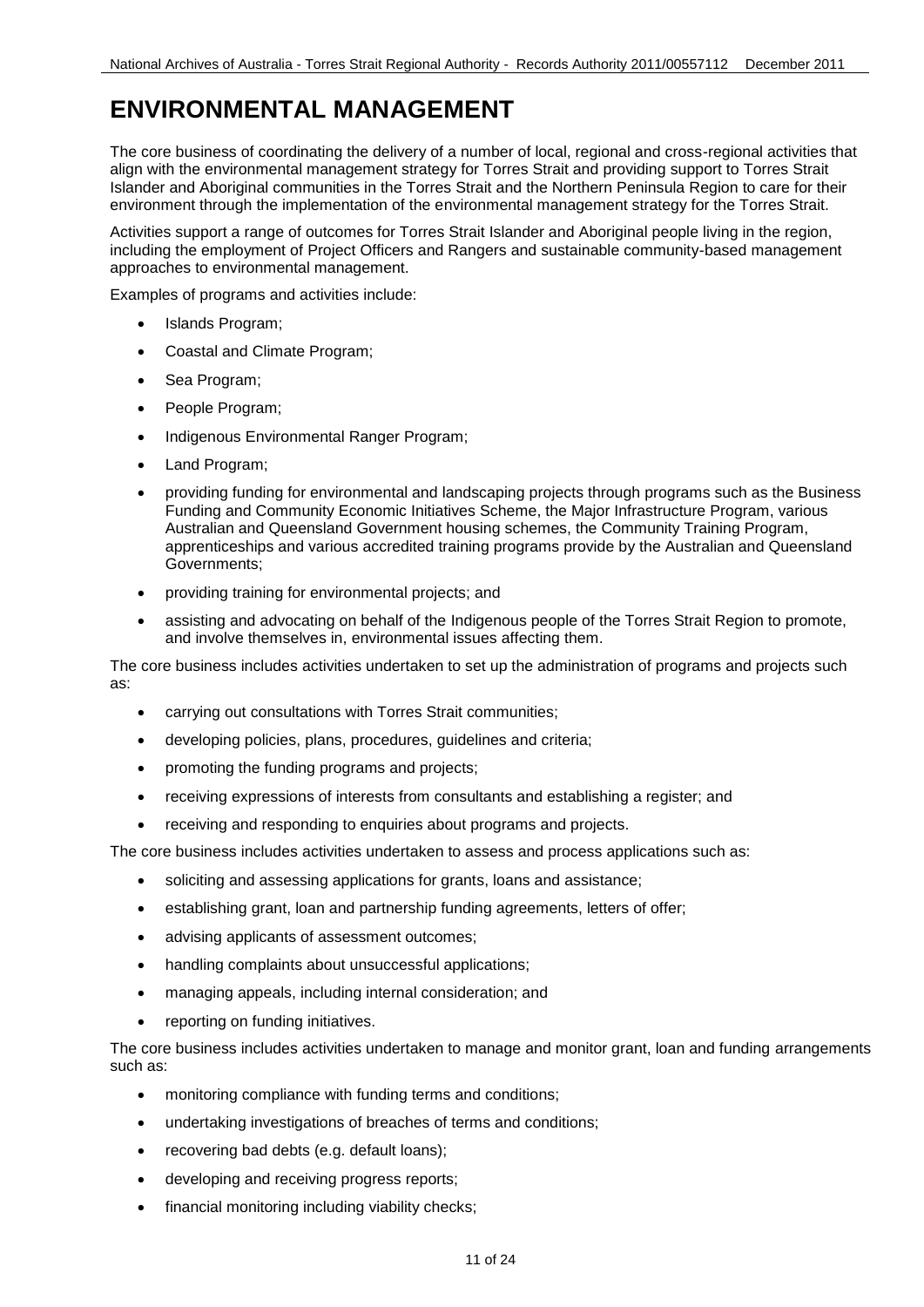# ENVIRONMENTAL MANAGEMENT

The core business of coordinating the delivery of a number of local, regional and cross-regional activities that align with the environmental management strategy for Torres Strait and providing support to Torres Strait Islander and Aboriginal communities in the Torres Strait and the Northern Peninsula Region to care for their environment through the implementation of the environmental management strategy for the Torres Strait.

Activities support a range of outcomes for Torres Strait Islander and Aboriginal people living in the region, including the employment of Project Officers and Rangers and sustainable community-based management approaches to environmental management.

Examples of programs and activities include:

- Islands Program;
- Coastal and Climate Program;
- Sea Program;
- People Program;
- Indigenous Environmental Ranger Program;
- Land Program;
- providing funding for environmental and landscaping projects through programs such as the Business Funding and Community Economic Initiatives Scheme, the Major Infrastructure Program, various Australian and Queensland Government housing schemes, the Community Training Program, apprenticeships and various accredited training programs provide by the Australian and Queensland Governments;
- providing training for environmental projects; and
- assisting and advocating on behalf of the Indigenous people of the Torres Strait Region to promote, and involve themselves in, environmental issues affecting them.

The core business includes activities undertaken to set up the administration of programs and projects such as:

- carrying out consultations with Torres Strait communities;
- developing policies, plans, procedures, guidelines and criteria;
- promoting the funding programs and projects;
- receiving expressions of interests from consultants and establishing a register; and
- receiving and responding to enquiries about programs and projects.

The core business includes activities undertaken to assess and process applications such as:

- soliciting and assessing applications for grants, loans and assistance;
- establishing grant, loan and partnership funding agreements, letters of offer;
- advising applicants of assessment outcomes;
- handling complaints about unsuccessful applications;
- managing appeals, including internal consideration; and
- reporting on funding initiatives.

The core business includes activities undertaken to manage and monitor grant, loan and funding arrangements such as:

- monitoring compliance with funding terms and conditions;
- undertaking investigations of breaches of terms and conditions;
- recovering bad debts (e.g. default loans);
- developing and receiving progress reports;
- financial monitoring including viability checks;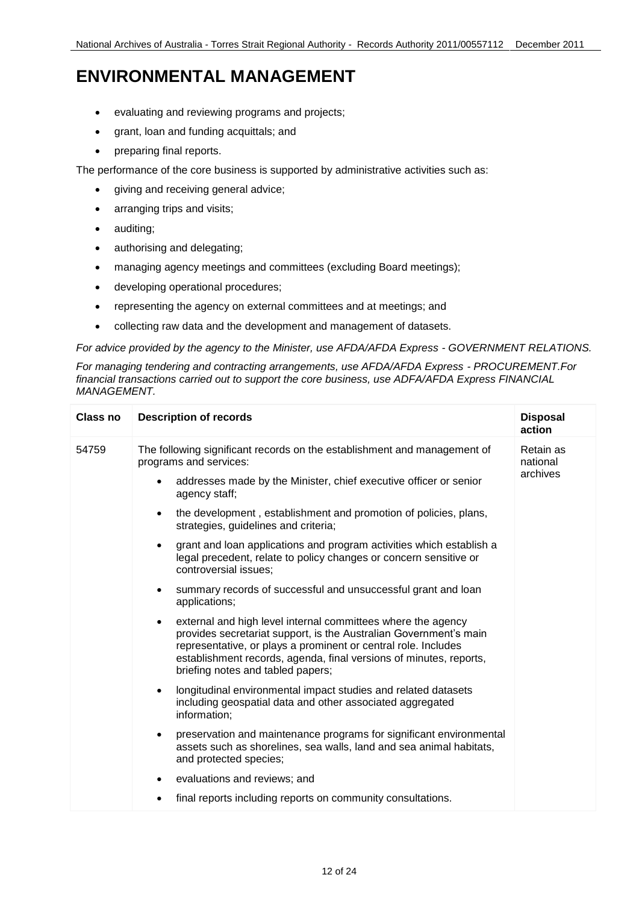# ENVIRONMENTAL MANAGEMENT

- evaluating and reviewing programs and projects;
- grant, loan and funding acquittals; and
- preparing final reports.

The performance of the core business is supported by administrative activities such as:

- giving and receiving general advice;
- arranging trips and visits;
- auditing;
- authorising and delegating;
- managing agency meetings and committees (excluding Board meetings);
- developing operational procedures;
- representing the agency on external committees and at meetings; and
- collecting raw data and the development and management of datasets.

*For advice provided by the agency to the Minister, use AFDA/AFDA Express - GOVERNMENT RELATIONS.*

*For managing tendering and contracting arrangements, use AFDA/AFDA Express - PROCUREMENT.For financial transactions carried out to support the core business, use ADFA/AFDA Express FINANCIAL MANAGEMENT.*

| Class no | Description of records | Disposal action |
|---|---|---|
| 54759 | The following significant records on the establishment and management of programs and services:<br>• addresses made by the Minister, chief executive officer or senior agency staff;<br>• the development , establishment and promotion of policies, plans, strategies, guidelines and criteria;<br>• grant and loan applications and program activities which establish a legal precedent, relate to policy changes or concern sensitive or controversial issues;<br>• summary records of successful and unsuccessful grant and loan applications;<br>• external and high level internal committees where the agency provides secretariat support, is the Australian Government's main representative, or plays a prominent or central role. Includes establishment records, agenda, final versions of minutes, reports, briefing notes and tabled papers;<br>• longitudinal environmental impact studies and related datasets including geospatial data and other associated aggregated information;<br>• preservation and maintenance programs for significant environmental assets such as shorelines, sea walls, land and sea animal habitats, and protected species;<br>• evaluations and reviews; and<br>• final reports including reports on community consultations. | Retain as national archives |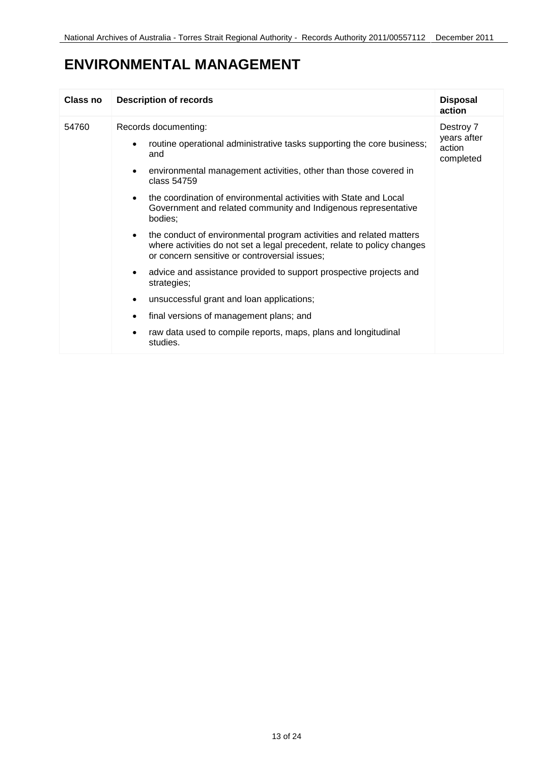# ENVIRONMENTAL MANAGEMENT

| Class no | Description of records | Disposal action |
|---|---|---|
| 54760 | Records documenting:<br>• routine operational administrative tasks supporting the core business; and<br>• environmental management activities, other than those covered in class 54759<br>• the coordination of environmental activities with State and Local Government and related community and Indigenous representative bodies;<br>• the conduct of environmental program activities and related matters where activities do not set a legal precedent, relate to policy changes or concern sensitive or controversial issues;<br>• advice and assistance provided to support prospective projects and strategies;<br>• unsuccessful grant and loan applications;<br>• final versions of management plans; and<br>• raw data used to compile reports, maps, plans and longitudinal studies. | Destroy 7 years after action completed |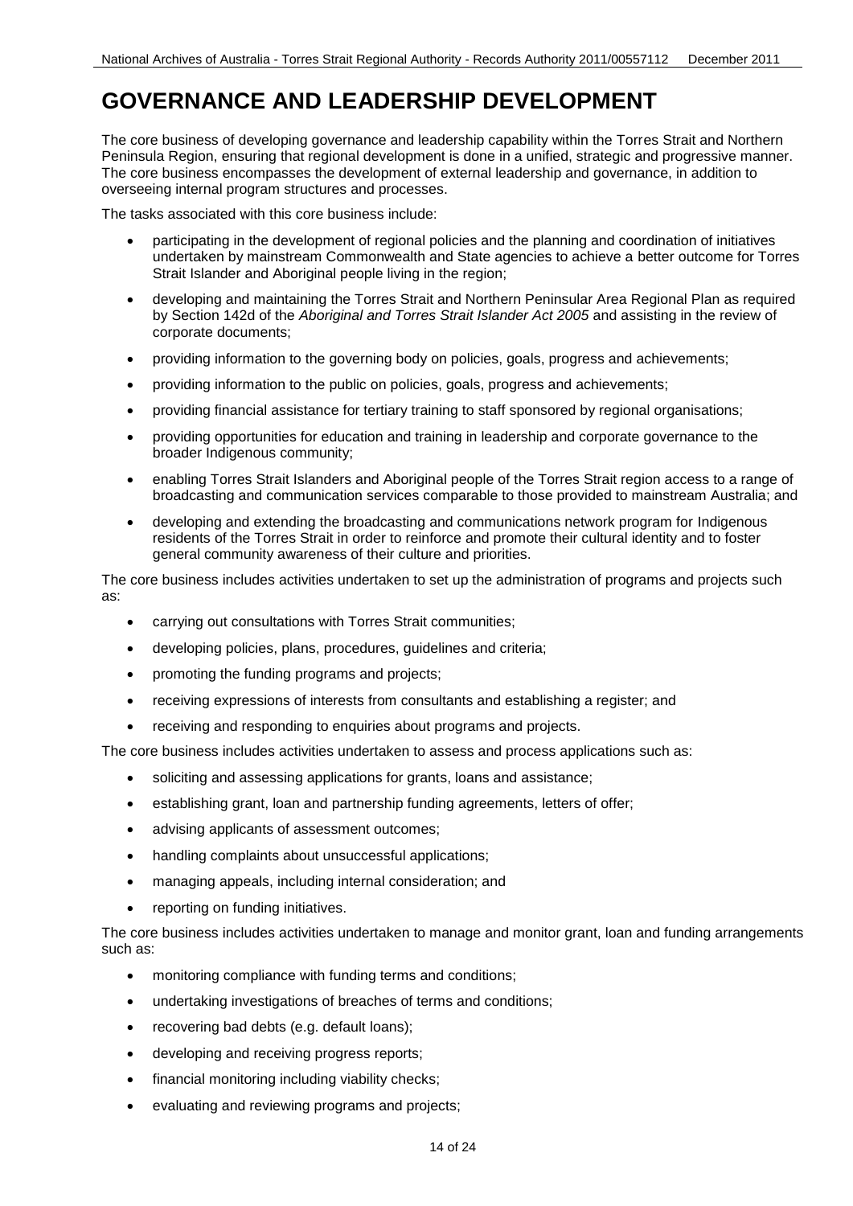# GOVERNANCE AND LEADERSHIP DEVELOPMENT

The core business of developing governance and leadership capability within the Torres Strait and Northern Peninsula Region, ensuring that regional development is done in a unified, strategic and progressive manner. The core business encompasses the development of external leadership and governance, in addition to overseeing internal program structures and processes.

The tasks associated with this core business include:

- participating in the development of regional policies and the planning and coordination of initiatives undertaken by mainstream Commonwealth and State agencies to achieve a better outcome for Torres Strait Islander and Aboriginal people living in the region;
- developing and maintaining the Torres Strait and Northern Peninsular Area Regional Plan as required by Section 142d of the *Aboriginal and Torres Strait Islander Act 2005* and assisting in the review of corporate documents;
- providing information to the governing body on policies, goals, progress and achievements;
- providing information to the public on policies, goals, progress and achievements;
- providing financial assistance for tertiary training to staff sponsored by regional organisations;
- providing opportunities for education and training in leadership and corporate governance to the broader Indigenous community;
- enabling Torres Strait Islanders and Aboriginal people of the Torres Strait region access to a range of broadcasting and communication services comparable to those provided to mainstream Australia; and
- developing and extending the broadcasting and communications network program for Indigenous residents of the Torres Strait in order to reinforce and promote their cultural identity and to foster general community awareness of their culture and priorities.

The core business includes activities undertaken to set up the administration of programs and projects such as:

- carrying out consultations with Torres Strait communities;
- developing policies, plans, procedures, guidelines and criteria;
- promoting the funding programs and projects;
- receiving expressions of interests from consultants and establishing a register; and
- receiving and responding to enquiries about programs and projects.

The core business includes activities undertaken to assess and process applications such as:

- soliciting and assessing applications for grants, loans and assistance;
- establishing grant, loan and partnership funding agreements, letters of offer;
- advising applicants of assessment outcomes;
- handling complaints about unsuccessful applications;
- managing appeals, including internal consideration; and
- reporting on funding initiatives.

The core business includes activities undertaken to manage and monitor grant, loan and funding arrangements such as:

- monitoring compliance with funding terms and conditions;
- undertaking investigations of breaches of terms and conditions;
- recovering bad debts (e.g. default loans);
- developing and receiving progress reports;
- financial monitoring including viability checks;
- evaluating and reviewing programs and projects;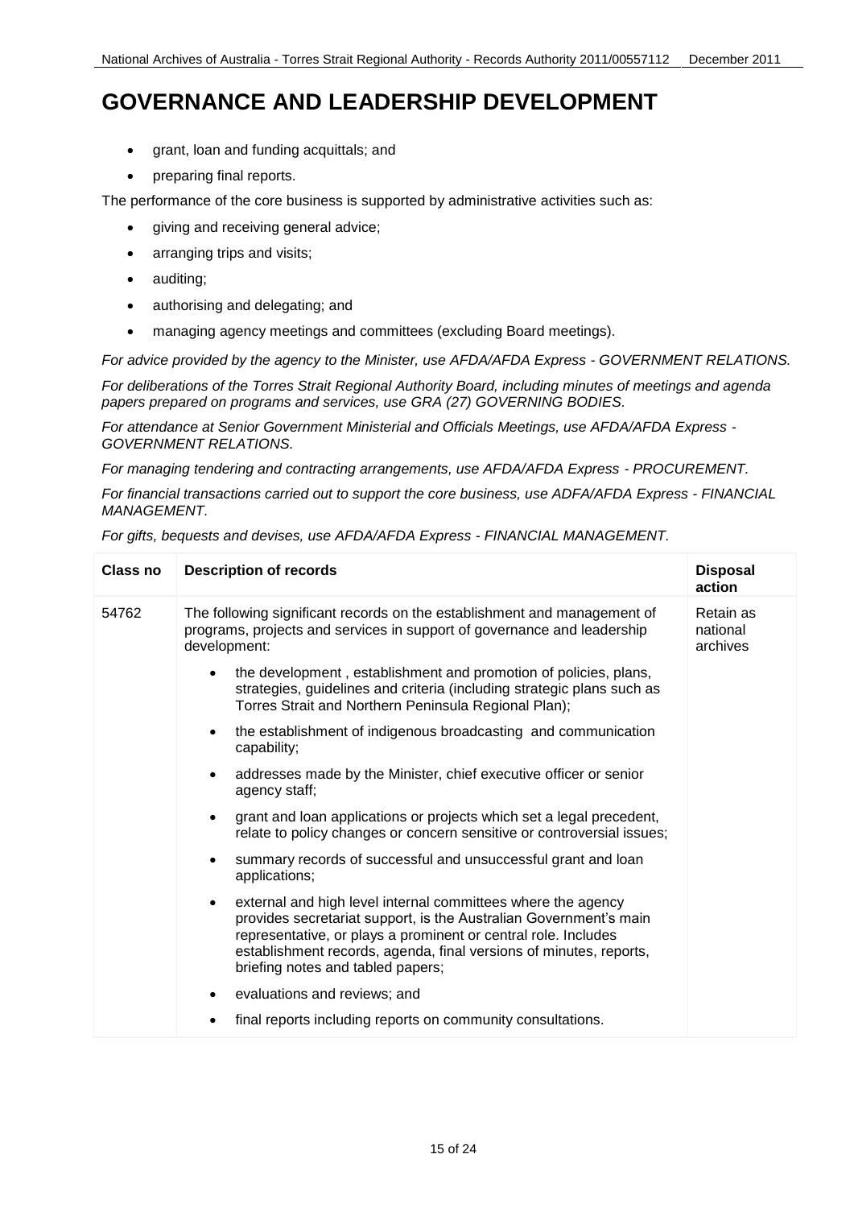# GOVERNANCE AND LEADERSHIP DEVELOPMENT

- grant, loan and funding acquittals; and
- preparing final reports.

The performance of the core business is supported by administrative activities such as:

- giving and receiving general advice;
- arranging trips and visits;
- auditing;
- authorising and delegating; and
- managing agency meetings and committees (excluding Board meetings).

*For advice provided by the agency to the Minister, use AFDA/AFDA Express - GOVERNMENT RELATIONS.*

*For deliberations of the Torres Strait Regional Authority Board, including minutes of meetings and agenda papers prepared on programs and services, use GRA (27) GOVERNING BODIES.*

*For attendance at Senior Government Ministerial and Officials Meetings, use AFDA/AFDA Express - GOVERNMENT RELATIONS.*

*For managing tendering and contracting arrangements, use AFDA/AFDA Express - PROCUREMENT.*

*For financial transactions carried out to support the core business, use ADFA/AFDA Express - FINANCIAL MANAGEMENT.*

*For gifts, bequests and devises, use AFDA/AFDA Express - FINANCIAL MANAGEMENT.*

| Class no | Description of records | Disposal action |
|---|---|---|
| 54762 | The following significant records on the establishment and management of programs, projects and services in support of governance and leadership development:<br>• the development , establishment and promotion of policies, plans, strategies, guidelines and criteria (including strategic plans such as Torres Strait and Northern Peninsula Regional Plan);<br>• the establishment of indigenous broadcasting and communication capability;<br>• addresses made by the Minister, chief executive officer or senior agency staff;<br>• grant and loan applications or projects which set a legal precedent, relate to policy changes or concern sensitive or controversial issues;<br>• summary records of successful and unsuccessful grant and loan applications;<br>• external and high level internal committees where the agency provides secretariat support, is the Australian Government's main representative, or plays a prominent or central role. Includes establishment records, agenda, final versions of minutes, reports, briefing notes and tabled papers;<br>• evaluations and reviews; and<br>• final reports including reports on community consultations. | Retain as national archives |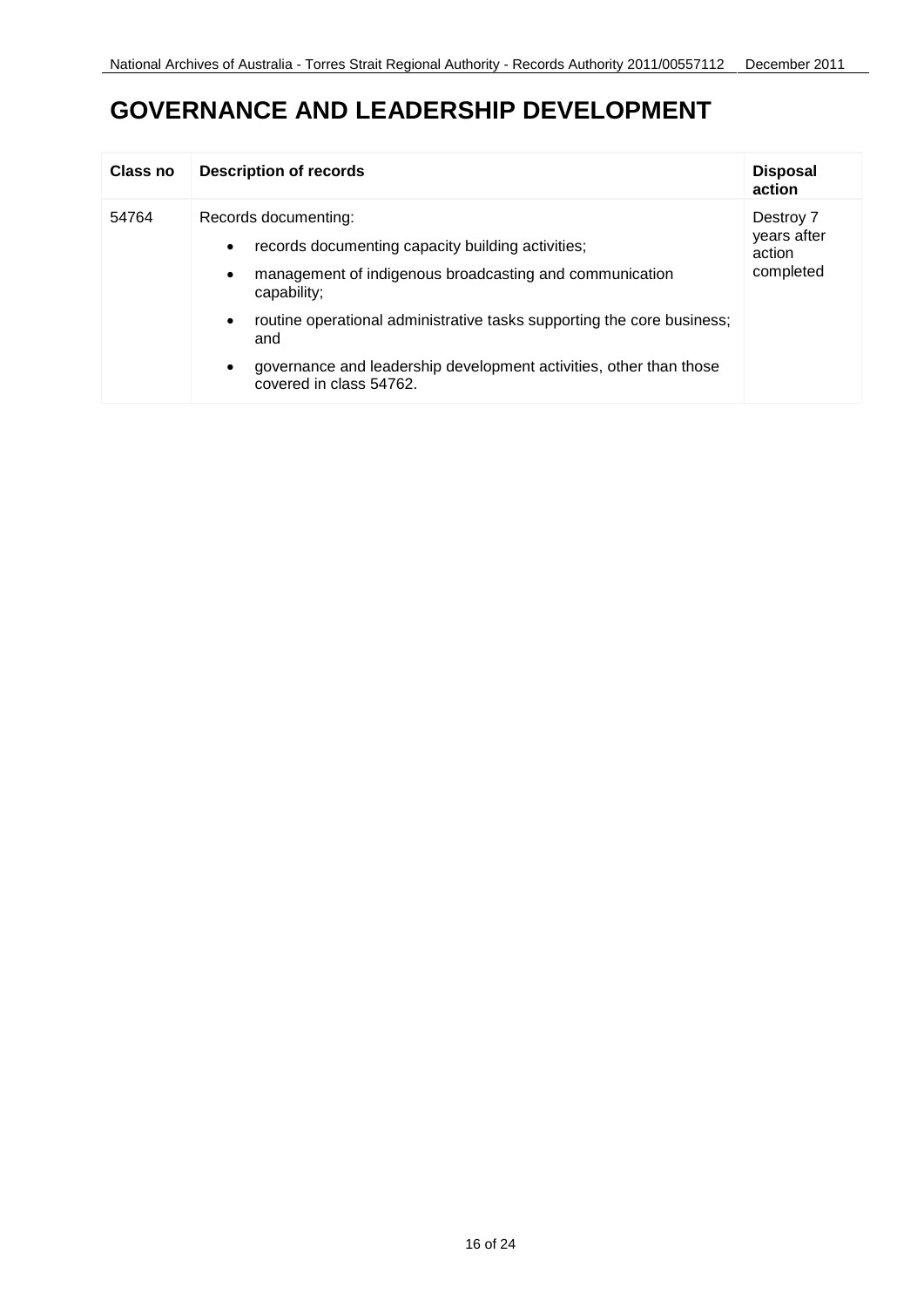# GOVERNANCE AND LEADERSHIP DEVELOPMENT

| Class no | Description of records | Disposal action |
|---|---|---|
| 54764 | Records documenting:<br>• records documenting capacity building activities;<br>• management of indigenous broadcasting and communication capability;<br>• routine operational administrative tasks supporting the core business; and<br>• governance and leadership development activities, other than those covered in class 54762. | Destroy 7 years after action completed |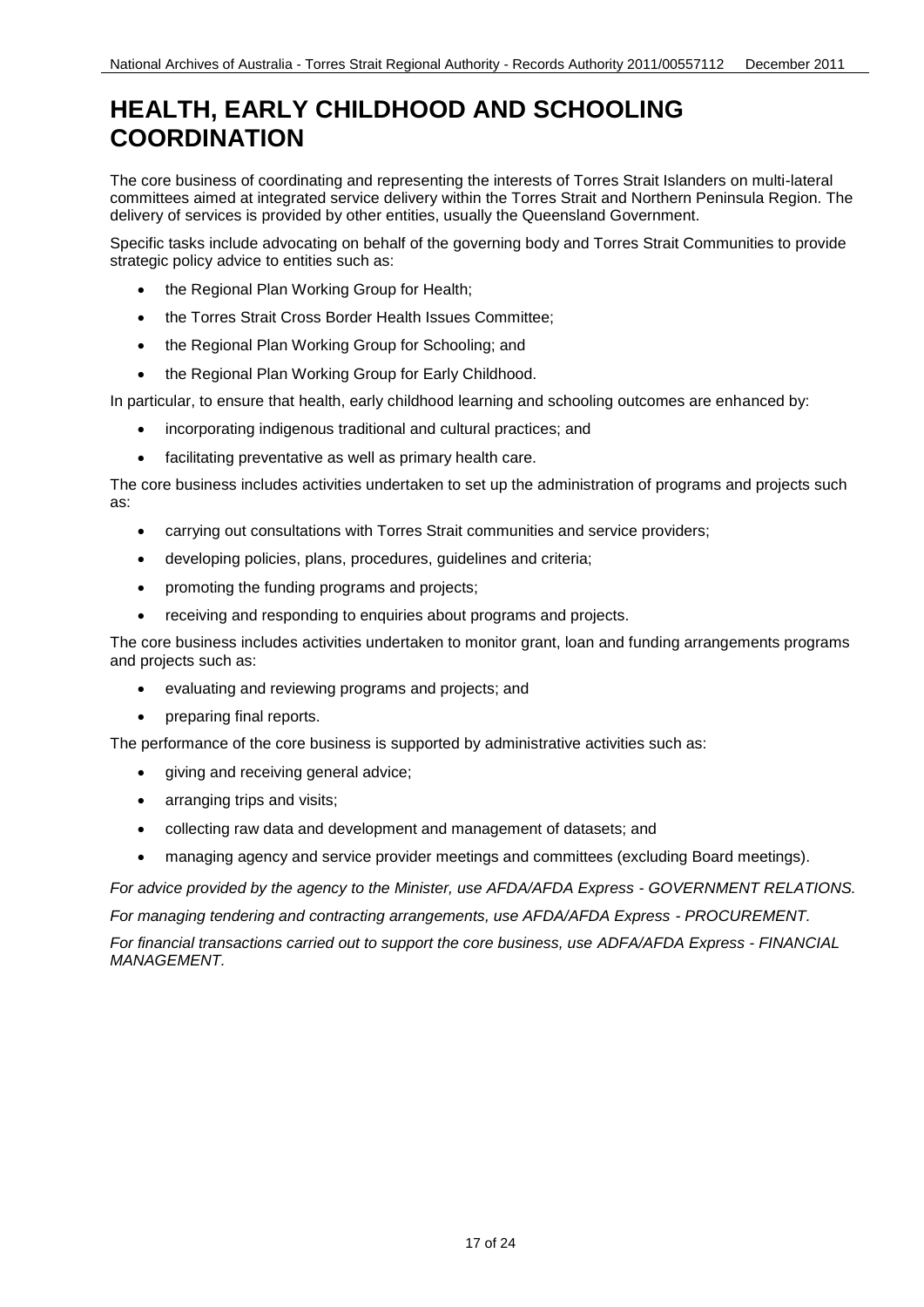# HEALTH, EARLY CHILDHOOD AND SCHOOLING COORDINATION

The core business of coordinating and representing the interests of Torres Strait Islanders on multi-lateral committees aimed at integrated service delivery within the Torres Strait and Northern Peninsula Region. The delivery of services is provided by other entities, usually the Queensland Government.

Specific tasks include advocating on behalf of the governing body and Torres Strait Communities to provide strategic policy advice to entities such as:

- the Regional Plan Working Group for Health;
- the Torres Strait Cross Border Health Issues Committee;
- the Regional Plan Working Group for Schooling; and
- the Regional Plan Working Group for Early Childhood.

In particular, to ensure that health, early childhood learning and schooling outcomes are enhanced by:

- incorporating indigenous traditional and cultural practices; and
- facilitating preventative as well as primary health care.

The core business includes activities undertaken to set up the administration of programs and projects such as:

- carrying out consultations with Torres Strait communities and service providers;
- developing policies, plans, procedures, guidelines and criteria;
- promoting the funding programs and projects;
- receiving and responding to enquiries about programs and projects.

The core business includes activities undertaken to monitor grant, loan and funding arrangements programs and projects such as:

- evaluating and reviewing programs and projects; and
- preparing final reports.

The performance of the core business is supported by administrative activities such as:

- giving and receiving general advice;
- arranging trips and visits;
- collecting raw data and development and management of datasets; and
- managing agency and service provider meetings and committees (excluding Board meetings).

*For advice provided by the agency to the Minister, use AFDA/AFDA Express - GOVERNMENT RELATIONS.*

*For managing tendering and contracting arrangements, use AFDA/AFDA Express - PROCUREMENT.*

*For financial transactions carried out to support the core business, use ADFA/AFDA Express - FINANCIAL MANAGEMENT.*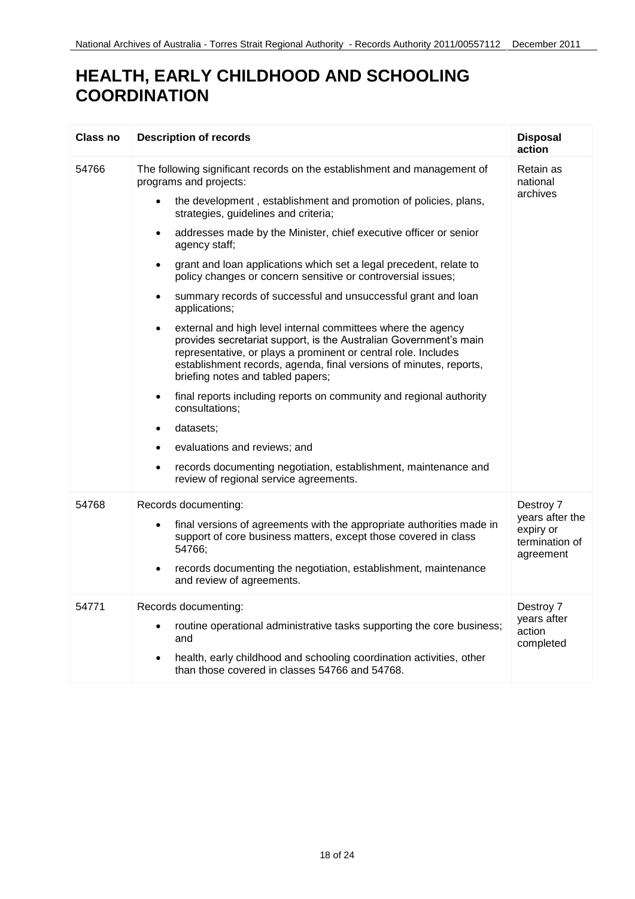# HEALTH, EARLY CHILDHOOD AND SCHOOLING COORDINATION

| Class no | Description of records | Disposal action |
|---|---|---|
| 54766 | The following significant records on the establishment and management of programs and projects:<br>• the development , establishment and promotion of policies, plans, strategies, guidelines and criteria;<br>• addresses made by the Minister, chief executive officer or senior agency staff;<br>• grant and loan applications which set a legal precedent, relate to policy changes or concern sensitive or controversial issues;<br>• summary records of successful and unsuccessful grant and loan applications;<br>• external and high level internal committees where the agency provides secretariat support, is the Australian Government's main representative, or plays a prominent or central role. Includes establishment records, agenda, final versions of minutes, reports, briefing notes and tabled papers;<br>• final reports including reports on community and regional authority consultations;<br>• datasets;<br>• evaluations and reviews; and<br>• records documenting negotiation, establishment, maintenance and review of regional service agreements. | Retain as national archives |
| 54768 | Records documenting:<br>• final versions of agreements with the appropriate authorities made in support of core business matters, except those covered in class 54766;<br>• records documenting the negotiation, establishment, maintenance and review of agreements. | Destroy 7 years after the expiry or termination of agreement |
| 54771 | Records documenting:<br>• routine operational administrative tasks supporting the core business; and<br>• health, early childhood and schooling coordination activities, other than those covered in classes 54766 and 54768. | Destroy 7 years after action completed |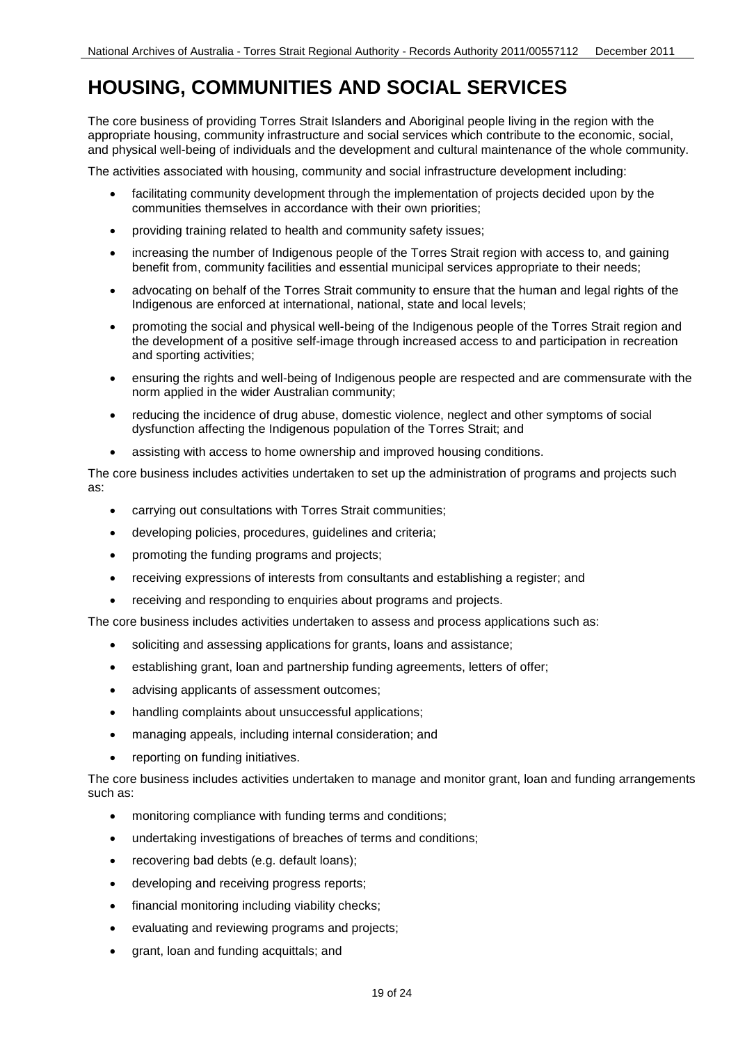# HOUSING, COMMUNITIES AND SOCIAL SERVICES

The core business of providing Torres Strait Islanders and Aboriginal people living in the region with the appropriate housing, community infrastructure and social services which contribute to the economic, social, and physical well-being of individuals and the development and cultural maintenance of the whole community.

The activities associated with housing, community and social infrastructure development including:

- facilitating community development through the implementation of projects decided upon by the communities themselves in accordance with their own priorities;
- providing training related to health and community safety issues;
- increasing the number of Indigenous people of the Torres Strait region with access to, and gaining benefit from, community facilities and essential municipal services appropriate to their needs;
- advocating on behalf of the Torres Strait community to ensure that the human and legal rights of the Indigenous are enforced at international, national, state and local levels;
- promoting the social and physical well-being of the Indigenous people of the Torres Strait region and the development of a positive self-image through increased access to and participation in recreation and sporting activities;
- ensuring the rights and well-being of Indigenous people are respected and are commensurate with the norm applied in the wider Australian community;
- reducing the incidence of drug abuse, domestic violence, neglect and other symptoms of social dysfunction affecting the Indigenous population of the Torres Strait; and
- assisting with access to home ownership and improved housing conditions.

The core business includes activities undertaken to set up the administration of programs and projects such as:

- carrying out consultations with Torres Strait communities;
- developing policies, procedures, guidelines and criteria;
- promoting the funding programs and projects;
- receiving expressions of interests from consultants and establishing a register; and
- receiving and responding to enquiries about programs and projects.

The core business includes activities undertaken to assess and process applications such as:

- soliciting and assessing applications for grants, loans and assistance;
- establishing grant, loan and partnership funding agreements, letters of offer;
- advising applicants of assessment outcomes;
- handling complaints about unsuccessful applications;
- managing appeals, including internal consideration; and
- reporting on funding initiatives.

The core business includes activities undertaken to manage and monitor grant, loan and funding arrangements such as:

- monitoring compliance with funding terms and conditions;
- undertaking investigations of breaches of terms and conditions;
- recovering bad debts (e.g. default loans);
- developing and receiving progress reports;
- financial monitoring including viability checks;
- evaluating and reviewing programs and projects;
- grant, loan and funding acquittals; and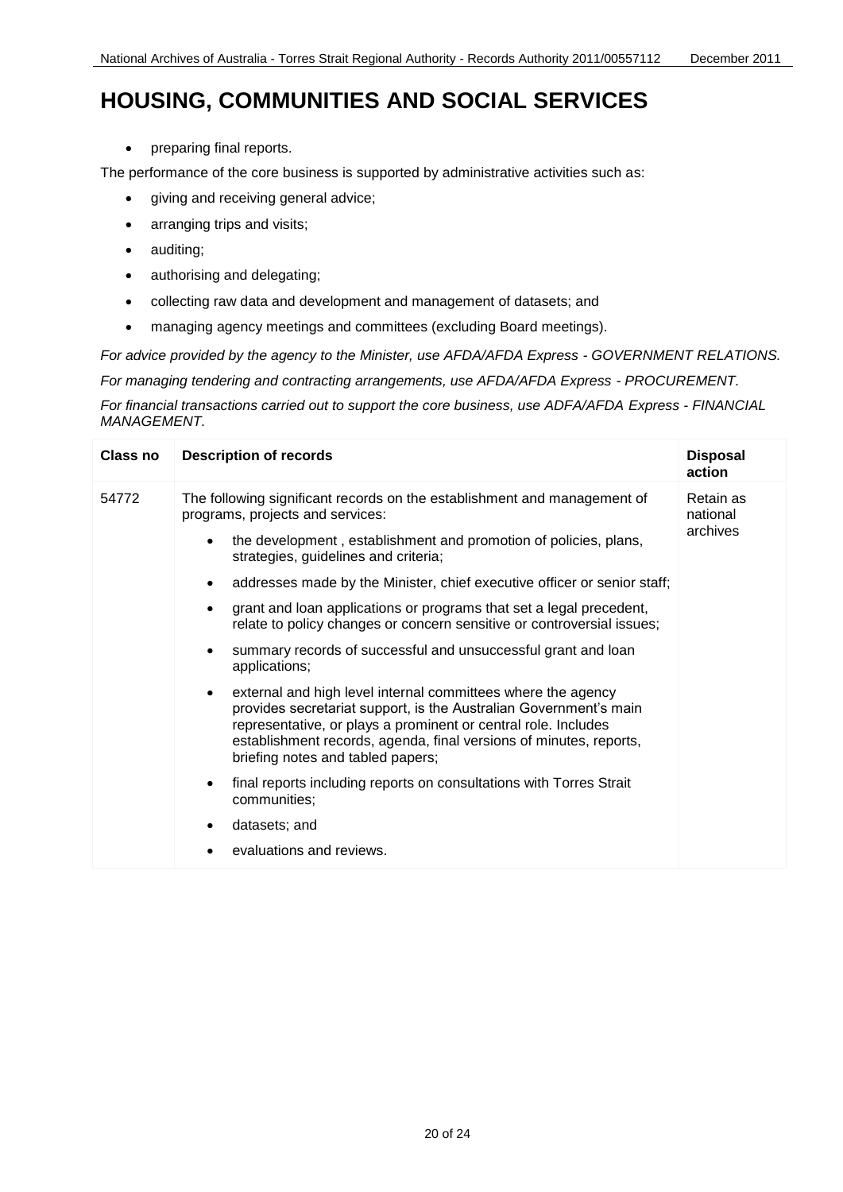# HOUSING, COMMUNITIES AND SOCIAL SERVICES

- preparing final reports.

The performance of the core business is supported by administrative activities such as:

- giving and receiving general advice;
- arranging trips and visits;
- auditing;
- authorising and delegating;
- collecting raw data and development and management of datasets; and
- managing agency meetings and committees (excluding Board meetings).

*For advice provided by the agency to the Minister, use AFDA/AFDA Express - GOVERNMENT RELATIONS.*

*For managing tendering and contracting arrangements, use AFDA/AFDA Express - PROCUREMENT.*

*For financial transactions carried out to support the core business, use ADFA/AFDA Express - FINANCIAL MANAGEMENT.*

| Class no | Description of records | Disposal action |
|---|---|---|
| 54772 | The following significant records on the establishment and management of programs, projects and services:<br>• the development , establishment and promotion of policies, plans, strategies, guidelines and criteria;<br>• addresses made by the Minister, chief executive officer or senior staff;<br>• grant and loan applications or programs that set a legal precedent, relate to policy changes or concern sensitive or controversial issues;<br>• summary records of successful and unsuccessful grant and loan applications;<br>• external and high level internal committees where the agency provides secretariat support, is the Australian Government's main representative, or plays a prominent or central role. Includes establishment records, agenda, final versions of minutes, reports, briefing notes and tabled papers;<br>• final reports including reports on consultations with Torres Strait communities;<br>• datasets; and<br>• evaluations and reviews. | Retain as national archives |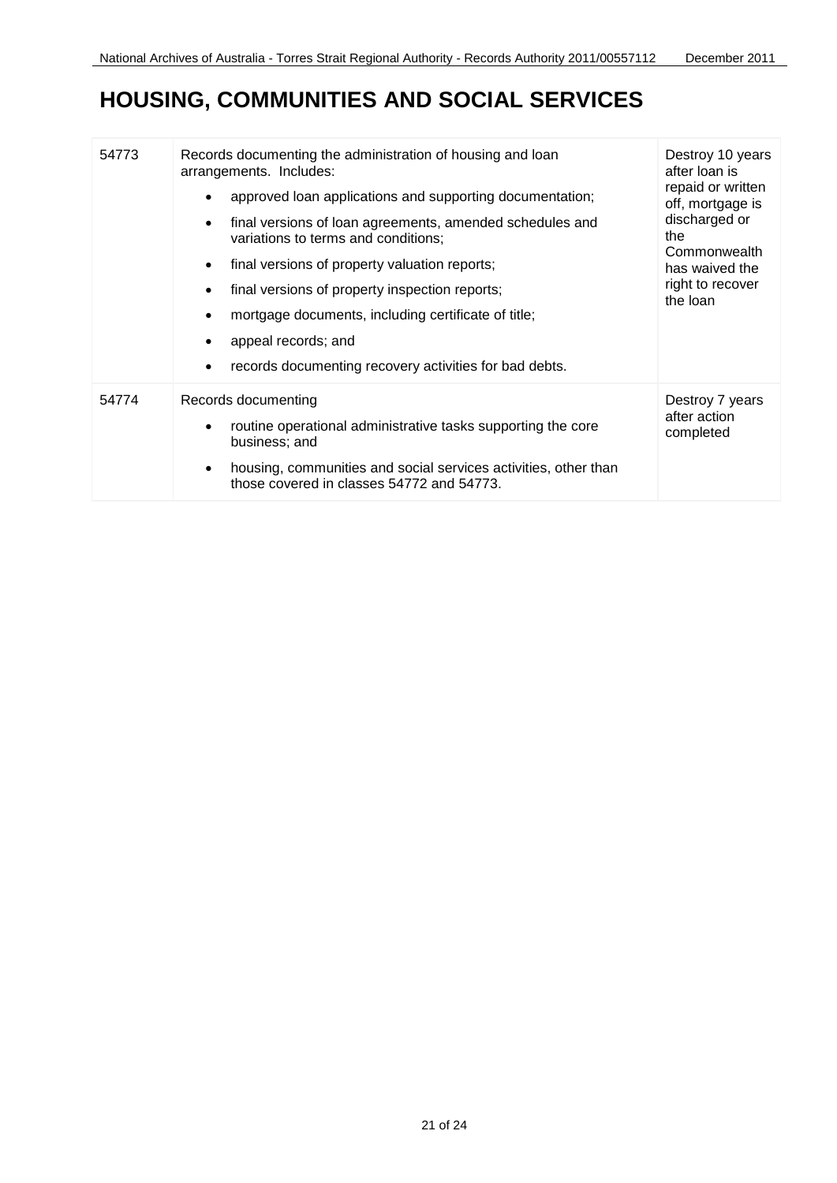# HOUSING, COMMUNITIES AND SOCIAL SERVICES

| | | |
|---|---|---|
| 54773 | Records documenting the administration of housing and loan arrangements. Includes:<br>• approved loan applications and supporting documentation;<br>• final versions of loan agreements, amended schedules and variations to terms and conditions;<br>• final versions of property valuation reports;<br>• final versions of property inspection reports;<br>• mortgage documents, including certificate of title;<br>• appeal records; and<br>• records documenting recovery activities for bad debts. | Destroy 10 years after loan is repaid or written off, mortgage is discharged or the Commonwealth has waived the right to recover the loan |
| 54774 | Records documenting<br>• routine operational administrative tasks supporting the core business; and<br>• housing, communities and social services activities, other than those covered in classes 54772 and 54773. | Destroy 7 years after action completed |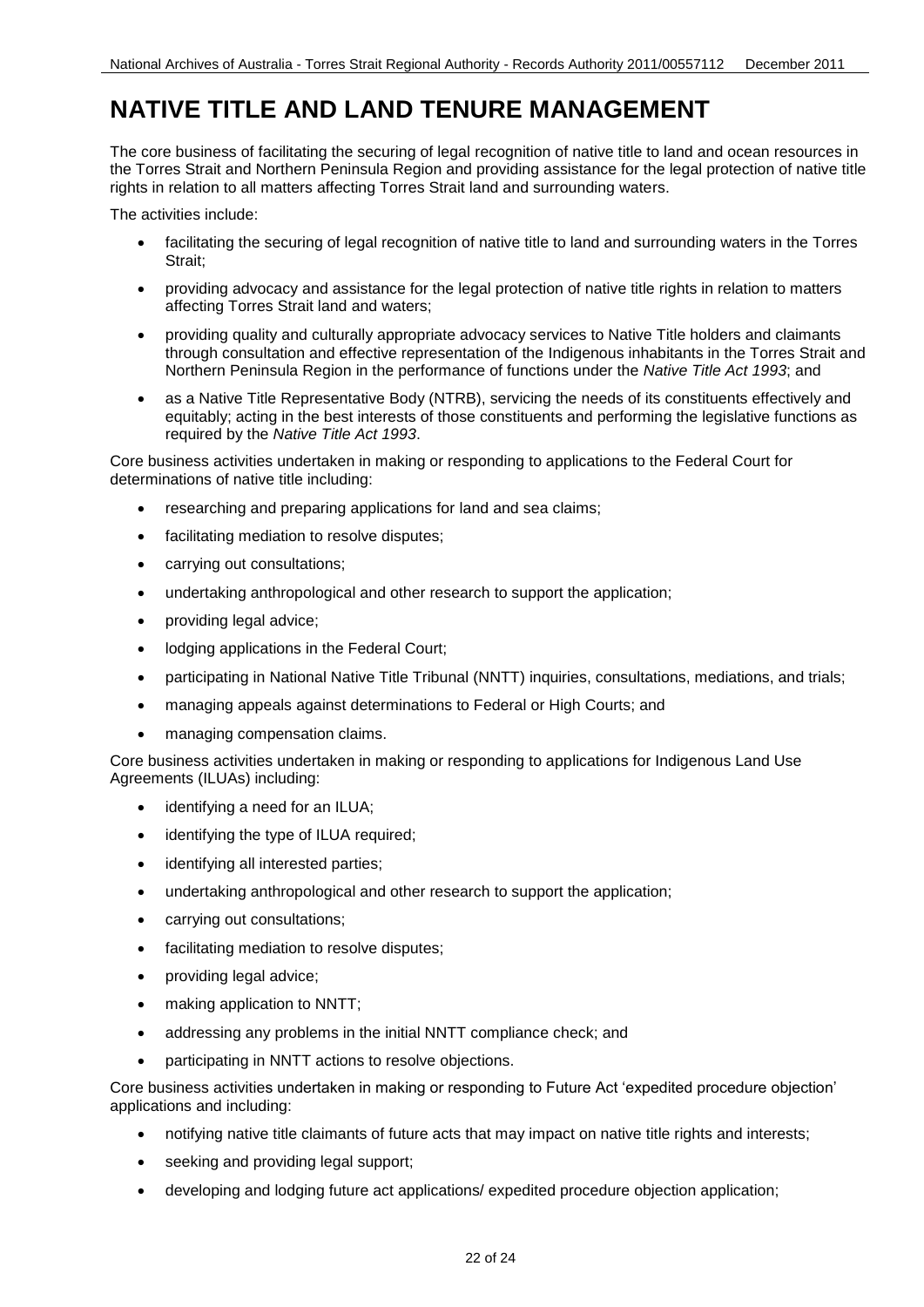# NATIVE TITLE AND LAND TENURE MANAGEMENT

The core business of facilitating the securing of legal recognition of native title to land and ocean resources in the Torres Strait and Northern Peninsula Region and providing assistance for the legal protection of native title rights in relation to all matters affecting Torres Strait land and surrounding waters.

The activities include:

- facilitating the securing of legal recognition of native title to land and surrounding waters in the Torres Strait;
- providing advocacy and assistance for the legal protection of native title rights in relation to matters affecting Torres Strait land and waters;
- providing quality and culturally appropriate advocacy services to Native Title holders and claimants through consultation and effective representation of the Indigenous inhabitants in the Torres Strait and Northern Peninsula Region in the performance of functions under the *Native Title Act 1993*; and
- as a Native Title Representative Body (NTRB), servicing the needs of its constituents effectively and equitably; acting in the best interests of those constituents and performing the legislative functions as required by the *Native Title Act 1993*.

Core business activities undertaken in making or responding to applications to the Federal Court for determinations of native title including:

- researching and preparing applications for land and sea claims;
- facilitating mediation to resolve disputes;
- carrying out consultations;
- undertaking anthropological and other research to support the application;
- providing legal advice;
- lodging applications in the Federal Court;
- participating in National Native Title Tribunal (NNTT) inquiries, consultations, mediations, and trials;
- managing appeals against determinations to Federal or High Courts; and
- managing compensation claims.

Core business activities undertaken in making or responding to applications for Indigenous Land Use Agreements (ILUAs) including:

- identifying a need for an ILUA;
- identifying the type of ILUA required;
- identifying all interested parties;
- undertaking anthropological and other research to support the application;
- carrying out consultations;
- facilitating mediation to resolve disputes;
- providing legal advice;
- making application to NNTT;
- addressing any problems in the initial NNTT compliance check; and
- participating in NNTT actions to resolve objections.

Core business activities undertaken in making or responding to Future Act 'expedited procedure objection' applications and including:

- notifying native title claimants of future acts that may impact on native title rights and interests;
- seeking and providing legal support;
- developing and lodging future act applications/ expedited procedure objection application;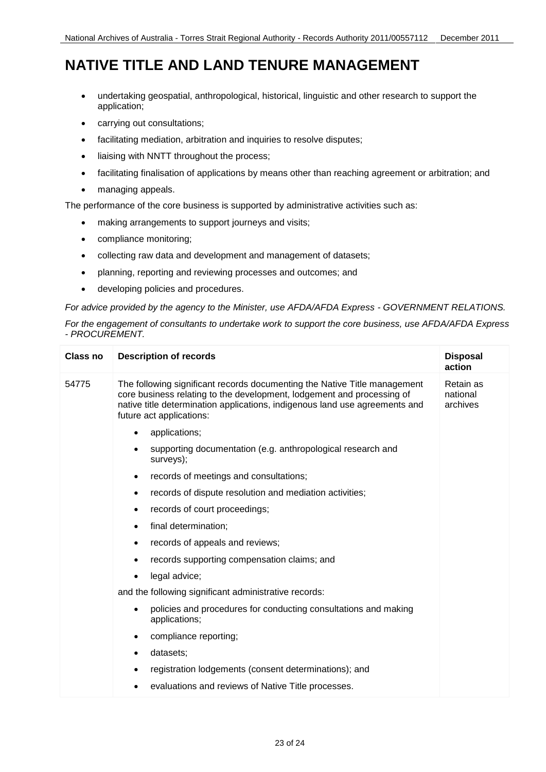# NATIVE TITLE AND LAND TENURE MANAGEMENT

- undertaking geospatial, anthropological, historical, linguistic and other research to support the application;
- carrying out consultations;
- facilitating mediation, arbitration and inquiries to resolve disputes;
- liaising with NNTT throughout the process;
- facilitating finalisation of applications by means other than reaching agreement or arbitration; and
- managing appeals.

The performance of the core business is supported by administrative activities such as:

- making arrangements to support journeys and visits;
- compliance monitoring;
- collecting raw data and development and management of datasets;
- planning, reporting and reviewing processes and outcomes; and
- developing policies and procedures.

*For advice provided by the agency to the Minister, use AFDA/AFDA Express - GOVERNMENT RELATIONS.*

*For the engagement of consultants to undertake work to support the core business, use AFDA/AFDA Express - PROCUREMENT.*

| Class no | Description of records | Disposal action |
|---|---|---|
| 54775 | The following significant records documenting the Native Title management core business relating to the development, lodgement and processing of native title determination applications, indigenous land use agreements and future act applications:<br>• applications;<br>• supporting documentation (e.g. anthropological research and surveys);<br>• records of meetings and consultations;<br>• records of dispute resolution and mediation activities;<br>• records of court proceedings;<br>• final determination;<br>• records of appeals and reviews;<br>• records supporting compensation claims; and<br>• legal advice;<br>and the following significant administrative records:<br>• policies and procedures for conducting consultations and making applications;<br>• compliance reporting;<br>• datasets;<br>• registration lodgements (consent determinations); and<br>• evaluations and reviews of Native Title processes. | Retain as national archives |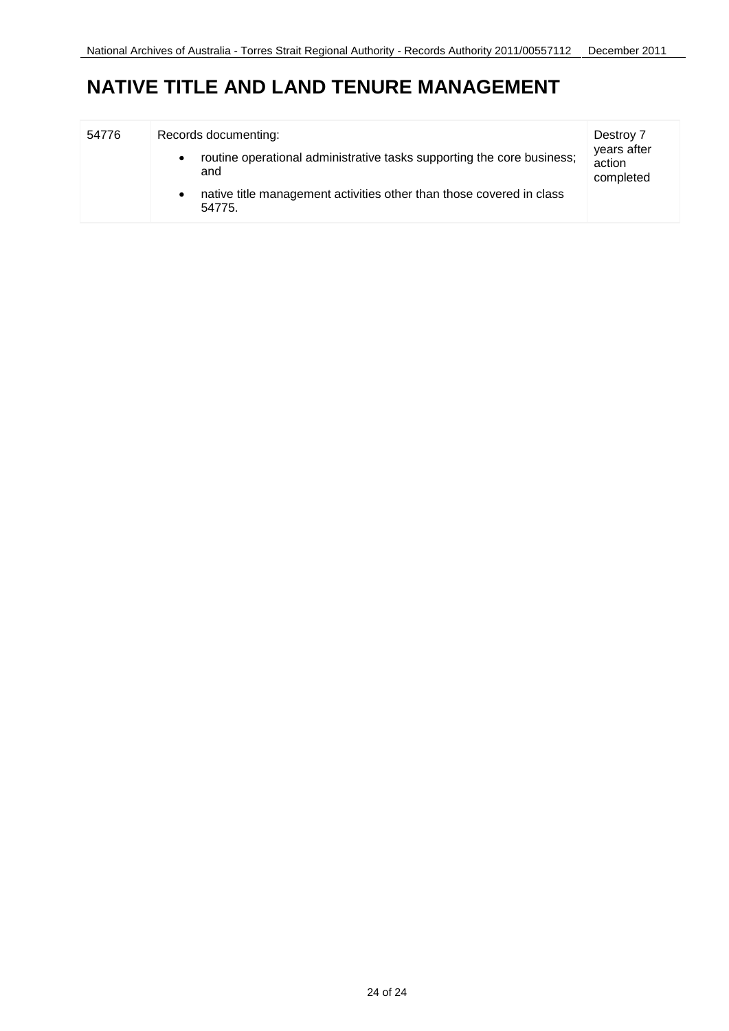# NATIVE TITLE AND LAND TENURE MANAGEMENT

| | | |
|---|---|---|
| 54776 | Records documenting:<br>• routine operational administrative tasks supporting the core business; and<br>• native title management activities other than those covered in class 54775. | Destroy 7 years after action completed |